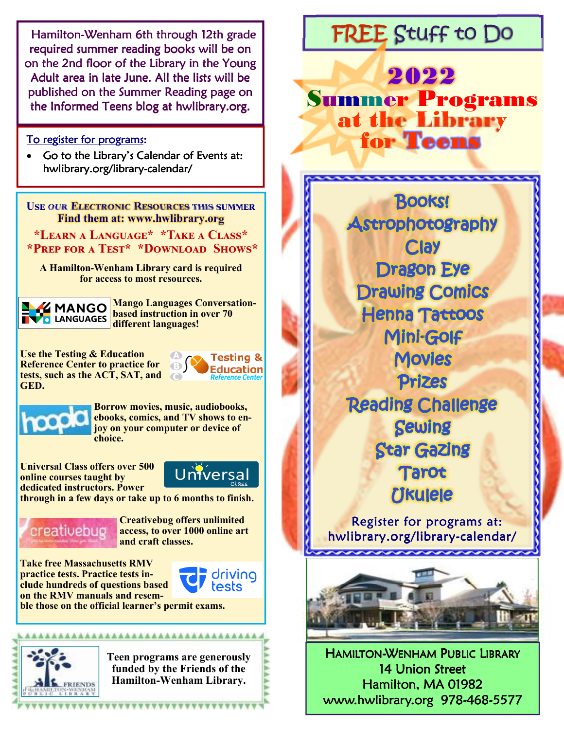Hamilton-Wenham 6th through 12th grade required summer reading books will be on on the 2nd floor of the Library in the Young Adult area in late June. All the lists will be published on the Summer Reading page on the Informed Teens blog at hwlibrary.org.

To register for programs:

- Go to the Library's Calendar of Events at: hwlibrary.org/library-calendar/

## Use our Electronic Resources this summer

**Find them at: www.hwlibrary.org**

**\*Learn a Language\*  \*Take a Class\***
**\*Prep for a Test\*  \*Download Shows\***

**A Hamilton-Wenham Library card is required for access to most resources.**

**Mango Languages Conversation-based instruction in over 70 different languages!**

**Use the Testing & Education Reference Center to practice for tests, such as the ACT, SAT, and GED.**

**Borrow movies, music, audiobooks, ebooks, comics, and TV shows to enjoy on your computer or device of choice.**

**Universal Class offers over 500 online courses taught by dedicated instructors. Power through in a few days or take up to 6 months to finish.**

**Creativebug offers unlimited access, to over 1000 online art and craft classes.**

**Take free Massachusetts RMV practice tests. Practice tests include hundreds of questions based on the RMV manuals and resemble those on the official learner's permit exams.**

**Teen programs are generously funded by the Friends of the Hamilton-Wenham Library.**

# FREE Stuff to Do

# 2022 Summer Programs at the Library for Teens

- Books!
- Astrophotography
- Clay
- Dragon Eye
- Drawing Comics
- Henna Tattoos
- Mini-Golf
- Movies
- Prizes
- Reading Challenge
- Sewing
- Star Gazing
- Tarot
- Ukulele

Register for programs at:
hwlibrary.org/library-calendar/

Hamilton-Wenham Public Library
14 Union Street
Hamilton, MA 01982
www.hwlibrary.org  978-468-5577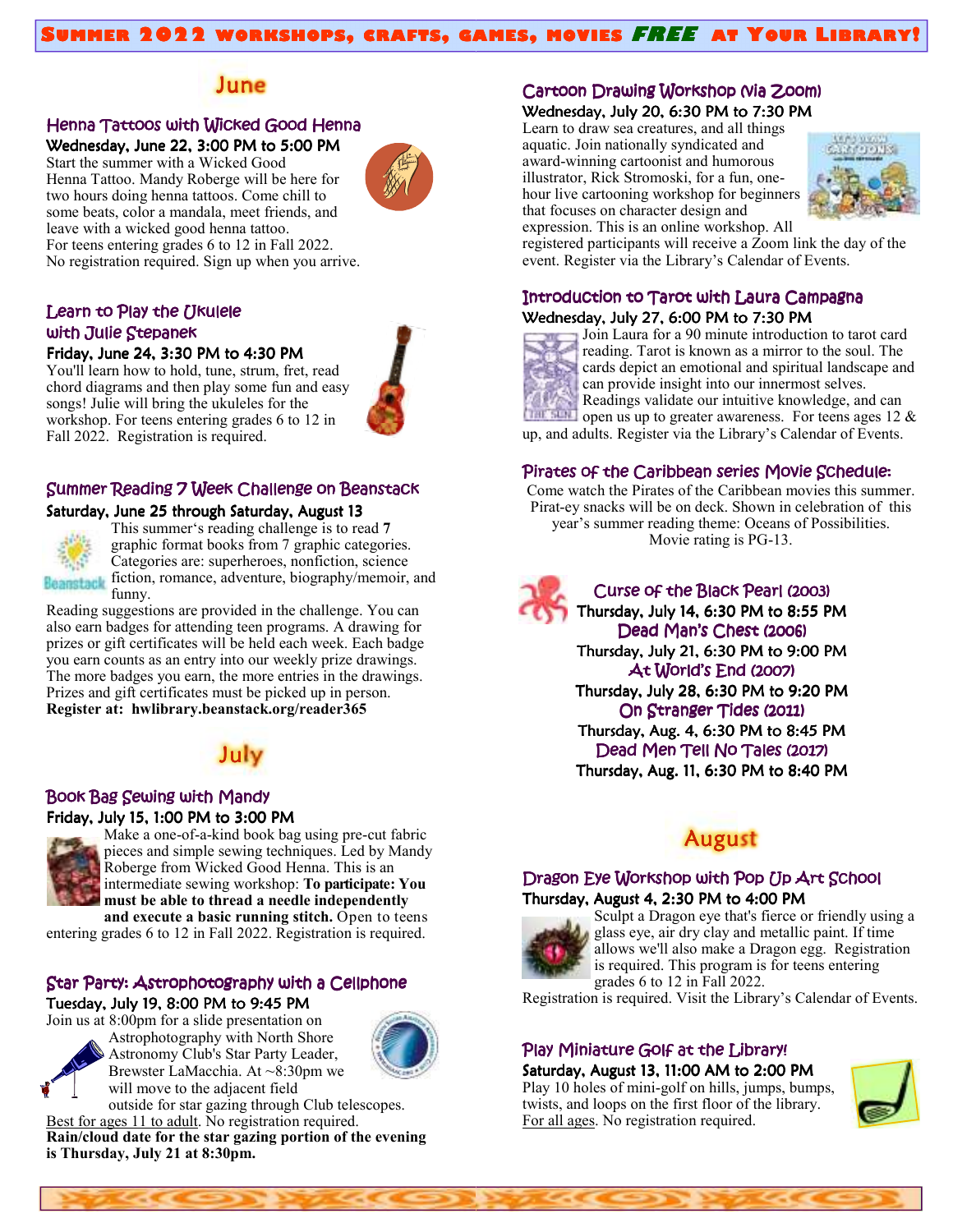# Summer 2022 workshops, crafts, games, movies *FREE* at Your Library!

## June

### Henna Tattoos with Wicked Good Henna

**Wednesday, June 22, 3:00 PM to 5:00 PM**

Start the summer with a Wicked Good Henna Tattoo. Mandy Roberge will be here for two hours doing henna tattoos. Come chill to some beats, color a mandala, meet friends, and leave with a wicked good henna tattoo.
For teens entering grades 6 to 12 in Fall 2022.
No registration required. Sign up when you arrive.

### Learn to Play the Ukulele with Julie Stepanek

**Friday, June 24, 3:30 PM to 4:30 PM**

You'll learn how to hold, tune, strum, fret, read chord diagrams and then play some fun and easy songs! Julie will bring the ukuleles for the workshop. For teens entering grades 6 to 12 in Fall 2022. Registration is required.

### Summer Reading 7 Week Challenge on Beanstack

**Saturday, June 25 through Saturday, August 13**

This summer's reading challenge is to read **7** graphic format books from 7 graphic categories. Categories are: superheroes, nonfiction, science fiction, romance, adventure, biography/memoir, and funny.
Reading suggestions are provided in the challenge. You can also earn badges for attending teen programs. A drawing for prizes or gift certificates will be held each week. Each badge you earn counts as an entry into our weekly prize drawings. The more badges you earn, the more entries in the drawings. Prizes and gift certificates must be picked up in person.
**Register at: hwlibrary.beanstack.org/reader365**

## July

### Book Bag Sewing with Mandy

**Friday, July 15, 1:00 PM to 3:00 PM**

Make a one-of-a-kind book bag using pre-cut fabric pieces and simple sewing techniques. Led by Mandy Roberge from Wicked Good Henna. This is an intermediate sewing workshop: **To participate: You must be able to thread a needle independently and execute a basic running stitch.** Open to teens entering grades 6 to 12 in Fall 2022. Registration is required.

### Star Party: Astrophotography with a Cellphone

**Tuesday, July 19, 8:00 PM to 9:45 PM**

Join us at 8:00pm for a slide presentation on Astrophotography with North Shore Astronomy Club's Star Party Leader, Brewster LaMacchia. At ~8:30pm we will move to the adjacent field outside for star gazing through Club telescopes.
Best for ages 11 to adult. No registration required.
**Rain/cloud date for the star gazing portion of the evening is Thursday, July 21 at 8:30pm.**

### Cartoon Drawing Workshop (via Zoom)

**Wednesday, July 20, 6:30 PM to 7:30 PM**

Learn to draw sea creatures, and all things aquatic. Join nationally syndicated and award-winning cartoonist and humorous illustrator, Rick Stromoski, for a fun, one-hour live cartooning workshop for beginners that focuses on character design and expression. This is an online workshop. All registered participants will receive a Zoom link the day of the event. Register via the Library's Calendar of Events.

### Introduction to Tarot with Laura Campagna

**Wednesday, July 27, 6:00 PM to 7:30 PM**

Join Laura for a 90 minute introduction to tarot card reading. Tarot is known as a mirror to the soul. The cards depict an emotional and spiritual landscape and can provide insight into our innermost selves. Readings validate our intuitive knowledge, and can open us up to greater awareness. For teens ages 12 & up, and adults. Register via the Library's Calendar of Events.

### Pirates of the Caribbean series Movie Schedule:

Come watch the Pirates of the Caribbean movies this summer. Pirat-ey snacks will be on deck. Shown in celebration of this year's summer reading theme: Oceans of Possibilities. Movie rating is PG-13.

**Curse of the Black Pearl (2003)**
Thursday, July 14, 6:30 PM to 8:55 PM

**Dead Man's Chest (2006)**
Thursday, July 21, 6:30 PM to 9:00 PM

**At World's End (2007)**
Thursday, July 28, 6:30 PM to 9:20 PM

**On Stranger Tides (2011)**
Thursday, Aug. 4, 6:30 PM to 8:45 PM

**Dead Men Tell No Tales (2017)**
Thursday, Aug. 11, 6:30 PM to 8:40 PM

## August

### Dragon Eye Workshop with Pop Up Art School

**Thursday, August 4, 2:30 PM to 4:00 PM**

Sculpt a Dragon eye that's fierce or friendly using a glass eye, air dry clay and metallic paint. If time allows we'll also make a Dragon egg. Registration is required. This program is for teens entering grades 6 to 12 in Fall 2022.
Registration is required. Visit the Library's Calendar of Events.

### Play Miniature Golf at the Library!

**Saturday, August 13, 11:00 AM to 2:00 PM**

Play 10 holes of mini-golf on hills, jumps, bumps, twists, and loops on the first floor of the library.
For all ages. No registration required.